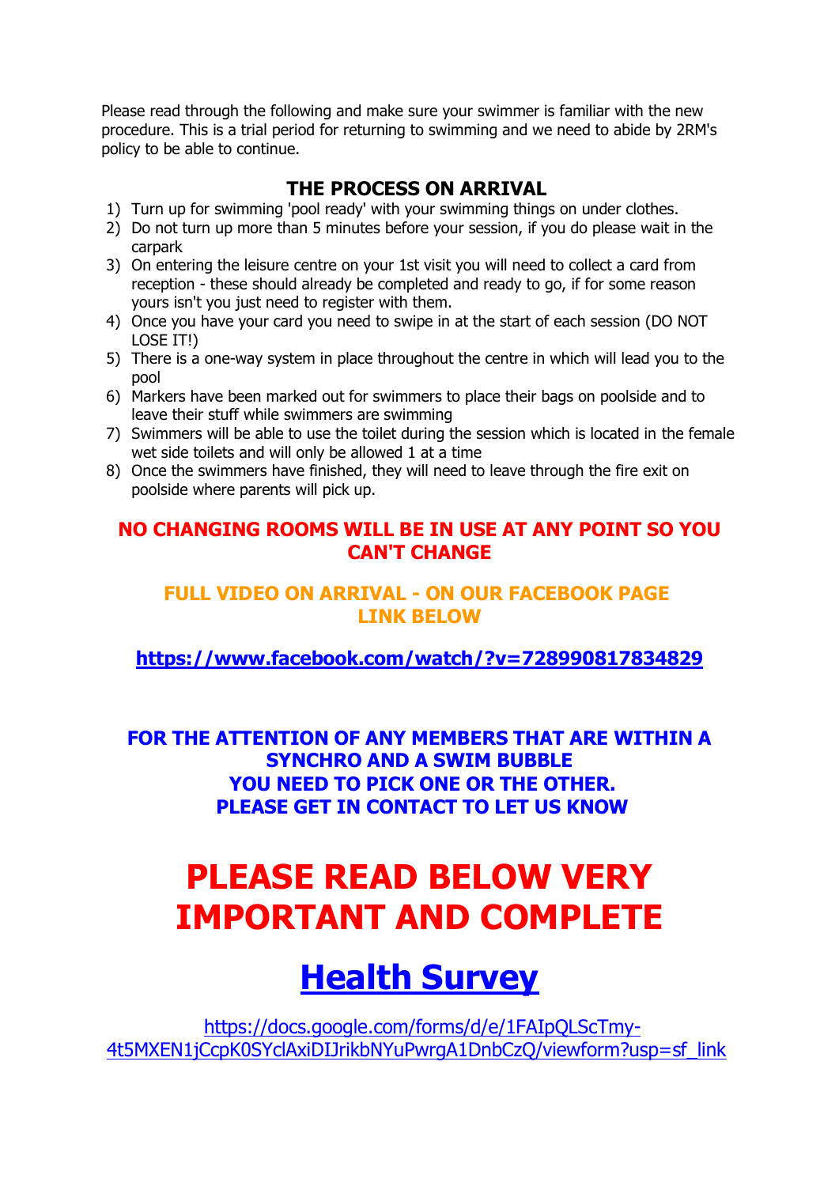Please read through the following and make sure your swimmer is familiar with the new procedure. This is a trial period for returning to swimming and we need to abide by 2RM's policy to be able to continue.

## THE PROCESS ON ARRIVAL

1) Turn up for swimming 'pool ready' with your swimming things on under clothes.
2) Do not turn up more than 5 minutes before your session, if you do please wait in the carpark
3) On entering the leisure centre on your 1st visit you will need to collect a card from reception - these should already be completed and ready to go, if for some reason yours isn't you just need to register with them.
4) Once you have your card you need to swipe in at the start of each session (DO NOT LOSE IT!)
5) There is a one-way system in place throughout the centre in which will lead you to the pool
6) Markers have been marked out for swimmers to place their bags on poolside and to leave their stuff while swimmers are swimming
7) Swimmers will be able to use the toilet during the session which is located in the female wet side toilets and will only be allowed 1 at a time
8) Once the swimmers have finished, they will need to leave through the fire exit on poolside where parents will pick up.

**NO CHANGING ROOMS WILL BE IN USE AT ANY POINT SO YOU CAN'T CHANGE**

**FULL VIDEO ON ARRIVAL - ON OUR FACEBOOK PAGE LINK BELOW**

**https://www.facebook.com/watch/?v=728990817834829**

**FOR THE ATTENTION OF ANY MEMBERS THAT ARE WITHIN A SYNCHRO AND A SWIM BUBBLE**
**YOU NEED TO PICK ONE OR THE OTHER.**
**PLEASE GET IN CONTACT TO LET US KNOW**

# PLEASE READ BELOW VERY IMPORTANT AND COMPLETE

# Health Survey

https://docs.google.com/forms/d/e/1FAIpQLScTmy-4t5MXEN1jCcpK0SYclAxiDIJrikbNYuPwrgA1DnbCzQ/viewform?usp=sf_link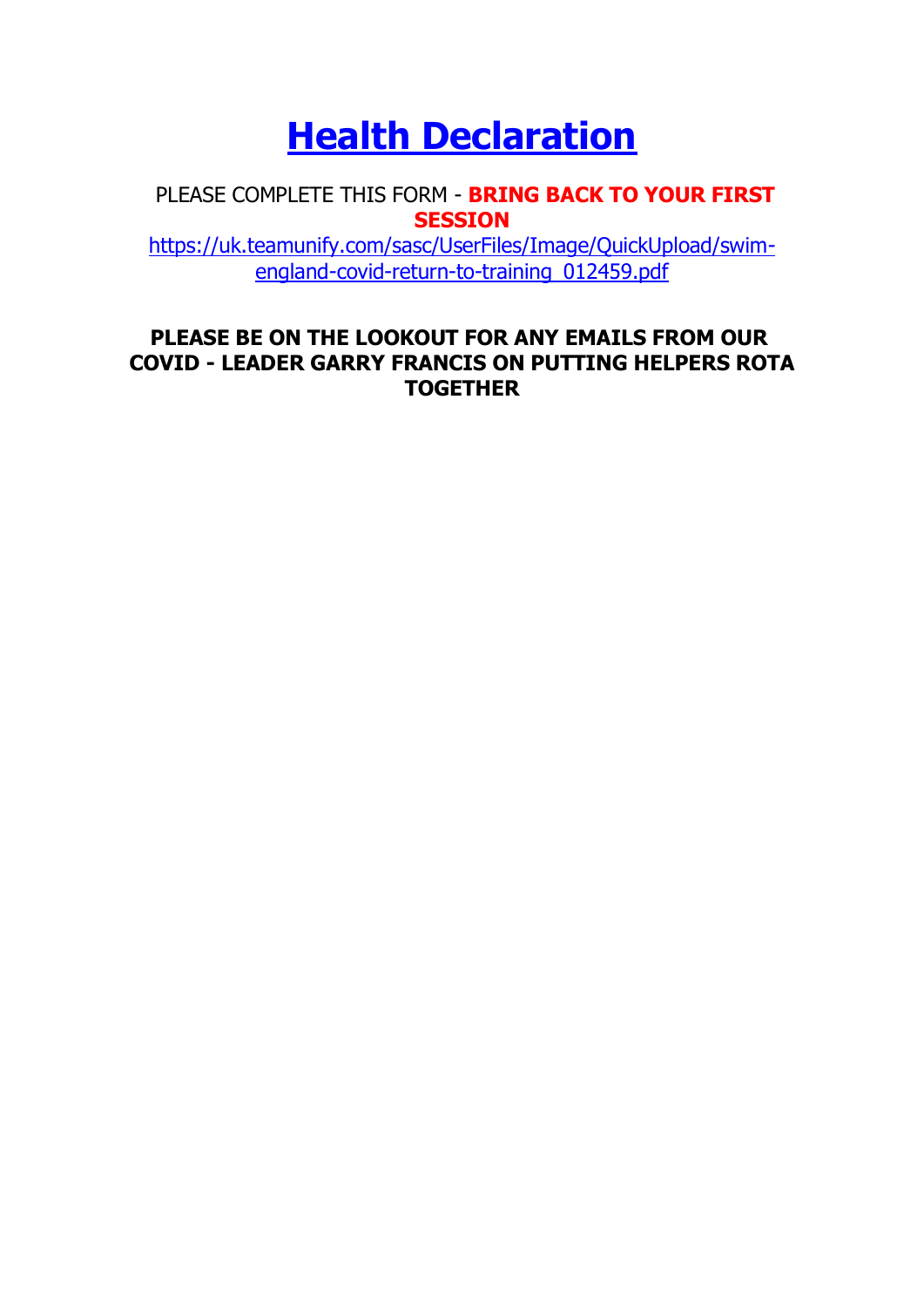# Health Declaration

PLEASE COMPLETE THIS FORM - **BRING BACK TO YOUR FIRST SESSION**
https://uk.teamunify.com/sasc/UserFiles/Image/QuickUpload/swim-england-covid-return-to-training_012459.pdf

**PLEASE BE ON THE LOOKOUT FOR ANY EMAILS FROM OUR COVID - LEADER GARRY FRANCIS ON PUTTING HELPERS ROTA TOGETHER**